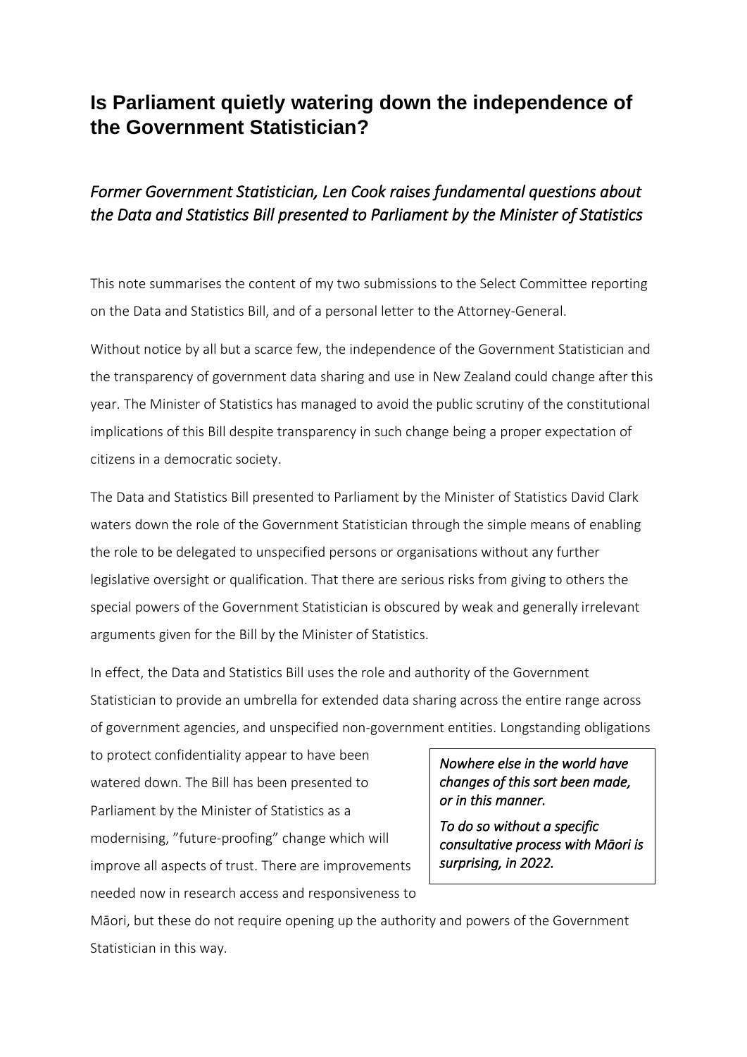# Is Parliament quietly watering down the independence of the Government Statistician?

## *Former Government Statistician, Len Cook raises fundamental questions about the Data and Statistics Bill presented to Parliament by the Minister of Statistics*

This note summarises the content of my two submissions to the Select Committee reporting on the Data and Statistics Bill, and of a personal letter to the Attorney-General.

Without notice by all but a scarce few, the independence of the Government Statistician and the transparency of government data sharing and use in New Zealand could change after this year. The Minister of Statistics has managed to avoid the public scrutiny of the constitutional implications of this Bill despite transparency in such change being a proper expectation of citizens in a democratic society.

The Data and Statistics Bill presented to Parliament by the Minister of Statistics David Clark waters down the role of the Government Statistician through the simple means of enabling the role to be delegated to unspecified persons or organisations without any further legislative oversight or qualification. That there are serious risks from giving to others the special powers of the Government Statistician is obscured by weak and generally irrelevant arguments given for the Bill by the Minister of Statistics.

In effect, the Data and Statistics Bill uses the role and authority of the Government Statistician to provide an umbrella for extended data sharing across the entire range across of government agencies, and unspecified non-government entities. Longstanding obligations to protect confidentiality appear to have been watered down. The Bill has been presented to Parliament by the Minister of Statistics as a modernising, "future-proofing" change which will improve all aspects of trust. There are improvements needed now in research access and responsiveness to Māori, but these do not require opening up the authority and powers of the Government Statistician in this way.

> *Nowhere else in the world have changes of this sort been made, or in this manner.*
>
> *To do so without a specific consultative process with Māori is surprising, in 2022.*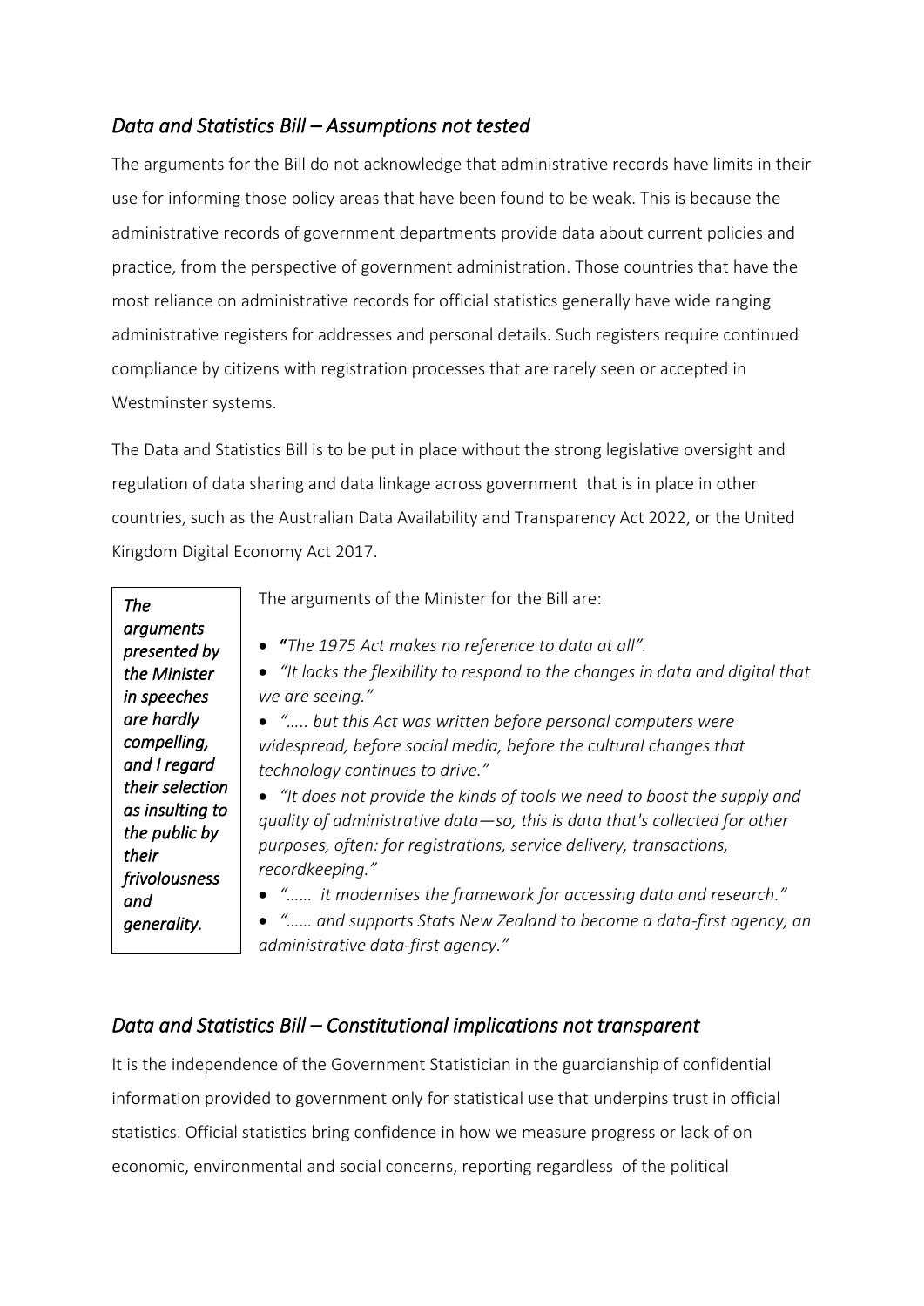## *Data and Statistics Bill – Assumptions not tested*

The arguments for the Bill do not acknowledge that administrative records have limits in their use for informing those policy areas that have been found to be weak. This is because the administrative records of government departments provide data about current policies and practice, from the perspective of government administration. Those countries that have the most reliance on administrative records for official statistics generally have wide ranging administrative registers for addresses and personal details. Such registers require continued compliance by citizens with registration processes that are rarely seen or accepted in Westminster systems.

The Data and Statistics Bill is to be put in place without the strong legislative oversight and regulation of data sharing and data linkage across government that is in place in other countries, such as the Australian Data Availability and Transparency Act 2022, or the United Kingdom Digital Economy Act 2017.

> *The arguments presented by the Minister in speeches are hardly compelling, and I regard their selection as insulting to the public by their frivolousness and generality.*

The arguments of the Minister for the Bill are:

- **"***The 1975 Act makes no reference to data at all".*
- *"It lacks the flexibility to respond to the changes in data and digital that we are seeing."*
- *"….. but this Act was written before personal computers were widespread, before social media, before the cultural changes that technology continues to drive."*
- *"It does not provide the kinds of tools we need to boost the supply and quality of administrative data—so, this is data that's collected for other purposes, often: for registrations, service delivery, transactions, recordkeeping."*
- *"…… it modernises the framework for accessing data and research."*
- *"…… and supports Stats New Zealand to become a data-first agency, an administrative data-first agency."*

## *Data and Statistics Bill – Constitutional implications not transparent*

It is the independence of the Government Statistician in the guardianship of confidential information provided to government only for statistical use that underpins trust in official statistics. Official statistics bring confidence in how we measure progress or lack of on economic, environmental and social concerns, reporting regardless of the political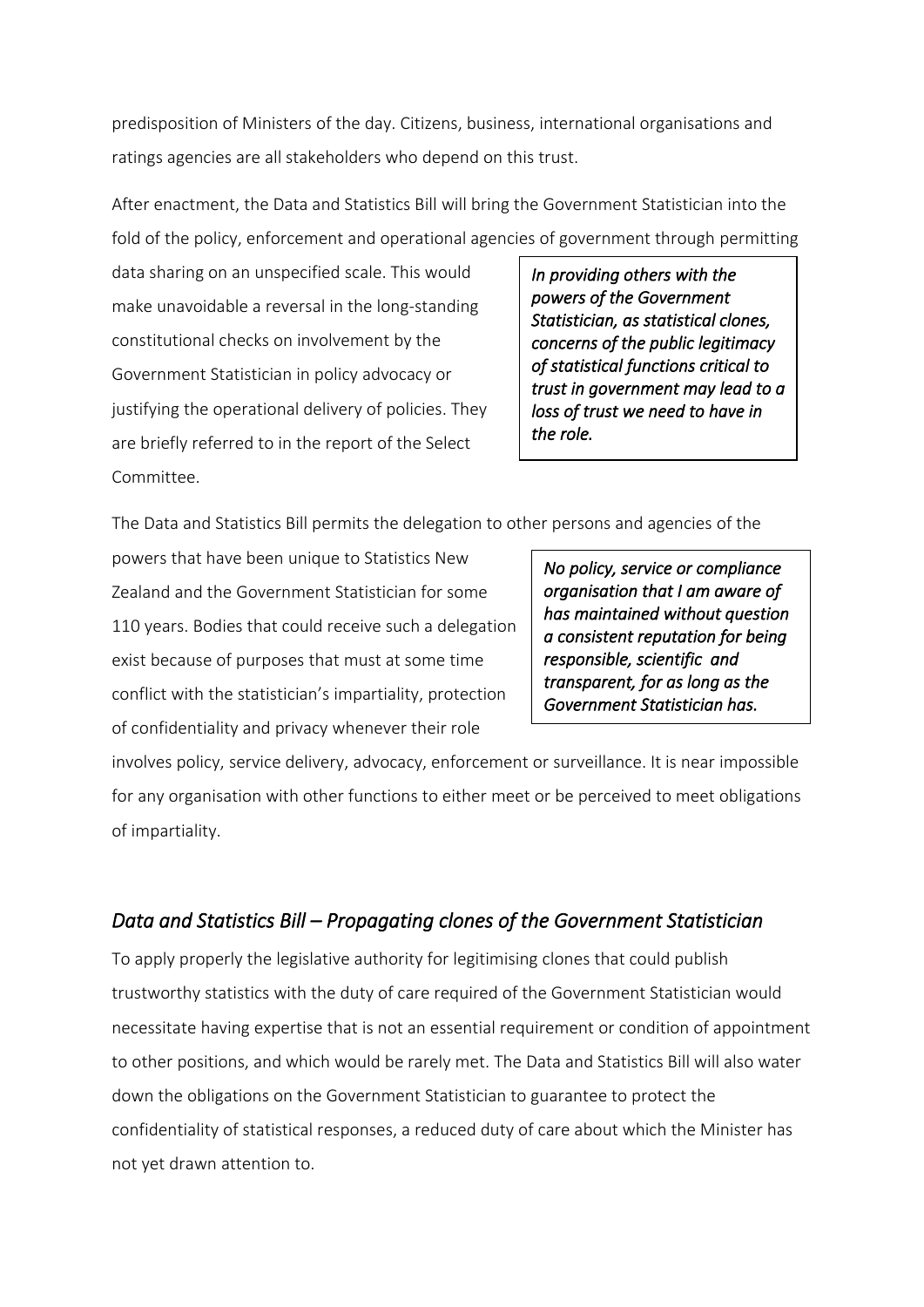predisposition of Ministers of the day. Citizens, business, international organisations and ratings agencies are all stakeholders who depend on this trust.

After enactment, the Data and Statistics Bill will bring the Government Statistician into the fold of the policy, enforcement and operational agencies of government through permitting data sharing on an unspecified scale. This would make unavoidable a reversal in the long-standing constitutional checks on involvement by the Government Statistician in policy advocacy or justifying the operational delivery of policies. They are briefly referred to in the report of the Select Committee.

> *In providing others with the powers of the Government Statistician, as statistical clones, concerns of the public legitimacy of statistical functions critical to trust in government may lead to a loss of trust we need to have in the role.*

The Data and Statistics Bill permits the delegation to other persons and agencies of the powers that have been unique to Statistics New Zealand and the Government Statistician for some 110 years. Bodies that could receive such a delegation exist because of purposes that must at some time conflict with the statistician's impartiality, protection of confidentiality and privacy whenever their role involves policy, service delivery, advocacy, enforcement or surveillance. It is near impossible for any organisation with other functions to either meet or be perceived to meet obligations of impartiality.

> *No policy, service or compliance organisation that I am aware of has maintained without question a consistent reputation for being responsible, scientific and transparent, for as long as the Government Statistician has.*

## *Data and Statistics Bill – Propagating clones of the Government Statistician*

To apply properly the legislative authority for legitimising clones that could publish trustworthy statistics with the duty of care required of the Government Statistician would necessitate having expertise that is not an essential requirement or condition of appointment to other positions, and which would be rarely met. The Data and Statistics Bill will also water down the obligations on the Government Statistician to guarantee to protect the confidentiality of statistical responses, a reduced duty of care about which the Minister has not yet drawn attention to.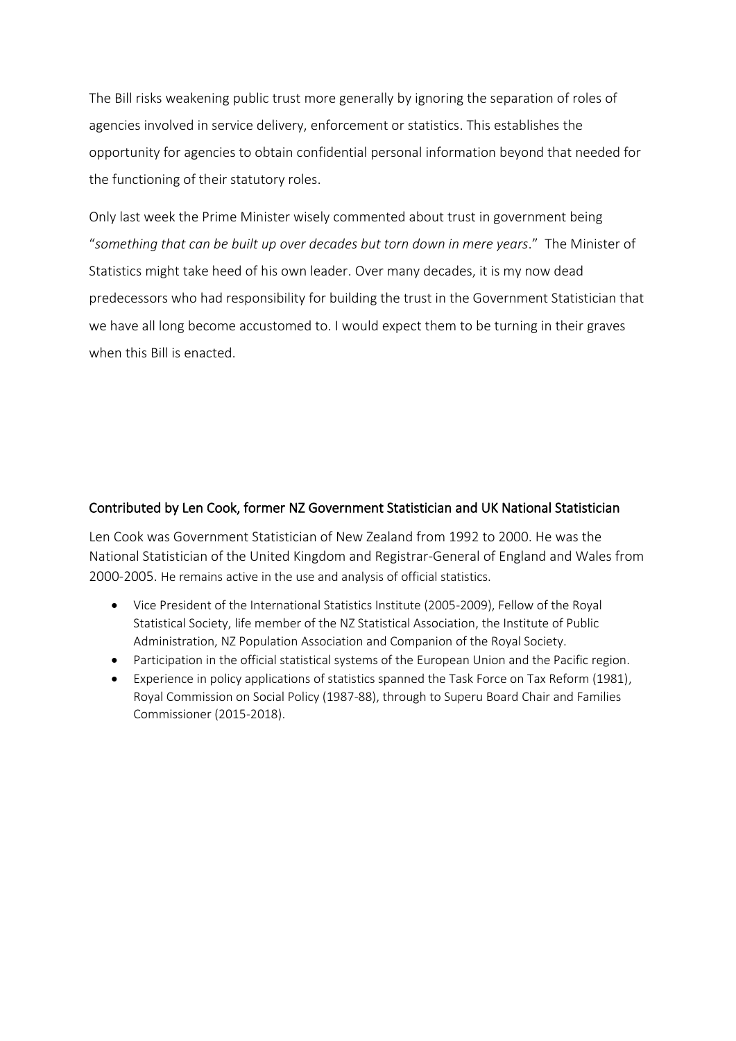The Bill risks weakening public trust more generally by ignoring the separation of roles of agencies involved in service delivery, enforcement or statistics. This establishes the opportunity for agencies to obtain confidential personal information beyond that needed for the functioning of their statutory roles.

Only last week the Prime Minister wisely commented about trust in government being "*something that can be built up over decades but torn down in mere years*." The Minister of Statistics might take heed of his own leader. Over many decades, it is my now dead predecessors who had responsibility for building the trust in the Government Statistician that we have all long become accustomed to. I would expect them to be turning in their graves when this Bill is enacted.

### Contributed by Len Cook, former NZ Government Statistician and UK National Statistician

Len Cook was Government Statistician of New Zealand from 1992 to 2000. He was the National Statistician of the United Kingdom and Registrar-General of England and Wales from 2000-2005. He remains active in the use and analysis of official statistics.

- Vice President of the International Statistics Institute (2005-2009), Fellow of the Royal Statistical Society, life member of the NZ Statistical Association, the Institute of Public Administration, NZ Population Association and Companion of the Royal Society.
- Participation in the official statistical systems of the European Union and the Pacific region.
- Experience in policy applications of statistics spanned the Task Force on Tax Reform (1981), Royal Commission on Social Policy (1987-88), through to Superu Board Chair and Families Commissioner (2015-2018).